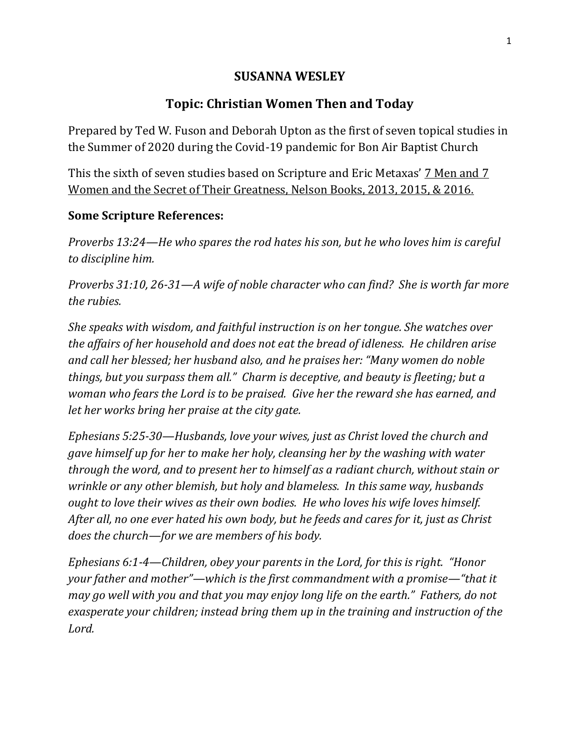# SUSANNA WESLEY

## Topic: Christian Women Then and Today

Prepared by Ted W. Fuson and Deborah Upton as the first of seven topical studies in the Summer of 2020 during the Covid-19 pandemic for Bon Air Baptist Church

This the sixth of seven studies based on Scripture and Eric Metaxas' 7 Men and 7 Women and the Secret of Their Greatness, Nelson Books, 2013, 2015, & 2016.

### Some Scripture References:

*Proverbs 13:24—He who spares the rod hates his son, but he who loves him is careful to discipline him.*

*Proverbs 31:10, 26-31—A wife of noble character who can find? She is worth far more the rubies.*

*She speaks with wisdom, and faithful instruction is on her tongue. She watches over the affairs of her household and does not eat the bread of idleness. He children arise and call her blessed; her husband also, and he praises her: "Many women do noble things, but you surpass them all." Charm is deceptive, and beauty is fleeting; but a woman who fears the Lord is to be praised. Give her the reward she has earned, and let her works bring her praise at the city gate.*

*Ephesians 5:25-30—Husbands, love your wives, just as Christ loved the church and gave himself up for her to make her holy, cleansing her by the washing with water through the word, and to present her to himself as a radiant church, without stain or wrinkle or any other blemish, but holy and blameless. In this same way, husbands ought to love their wives as their own bodies. He who loves his wife loves himself. After all, no one ever hated his own body, but he feeds and cares for it, just as Christ does the church—for we are members of his body.*

*Ephesians 6:1-4—Children, obey your parents in the Lord, for this is right. "Honor your father and mother"—which is the first commandment with a promise—"that it may go well with you and that you may enjoy long life on the earth." Fathers, do not exasperate your children; instead bring them up in the training and instruction of the Lord.*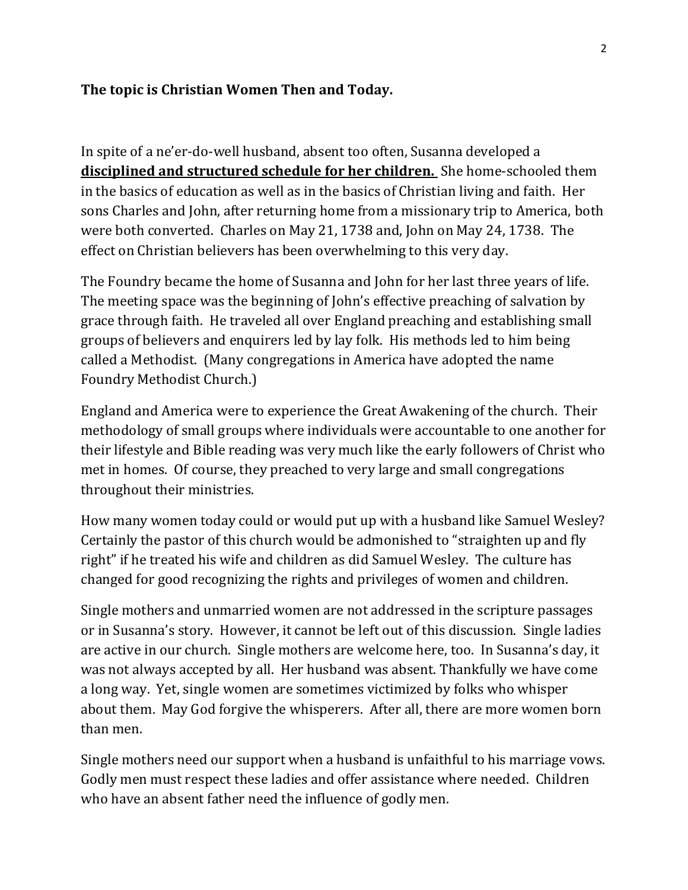**The topic is Christian Women Then and Today.**

In spite of a ne'er-do-well husband, absent too often, Susanna developed a **<u>disciplined and structured schedule for her children.</u>** She home-schooled them in the basics of education as well as in the basics of Christian living and faith. Her sons Charles and John, after returning home from a missionary trip to America, both were both converted. Charles on May 21, 1738 and, John on May 24, 1738. The effect on Christian believers has been overwhelming to this very day.

The Foundry became the home of Susanna and John for her last three years of life. The meeting space was the beginning of John's effective preaching of salvation by grace through faith. He traveled all over England preaching and establishing small groups of believers and enquirers led by lay folk. His methods led to him being called a Methodist. (Many congregations in America have adopted the name Foundry Methodist Church.)

England and America were to experience the Great Awakening of the church. Their methodology of small groups where individuals were accountable to one another for their lifestyle and Bible reading was very much like the early followers of Christ who met in homes. Of course, they preached to very large and small congregations throughout their ministries.

How many women today could or would put up with a husband like Samuel Wesley? Certainly the pastor of this church would be admonished to "straighten up and fly right" if he treated his wife and children as did Samuel Wesley. The culture has changed for good recognizing the rights and privileges of women and children.

Single mothers and unmarried women are not addressed in the scripture passages or in Susanna's story. However, it cannot be left out of this discussion. Single ladies are active in our church. Single mothers are welcome here, too. In Susanna's day, it was not always accepted by all. Her husband was absent. Thankfully we have come a long way. Yet, single women are sometimes victimized by folks who whisper about them. May God forgive the whisperers. After all, there are more women born than men.

Single mothers need our support when a husband is unfaithful to his marriage vows. Godly men must respect these ladies and offer assistance where needed. Children who have an absent father need the influence of godly men.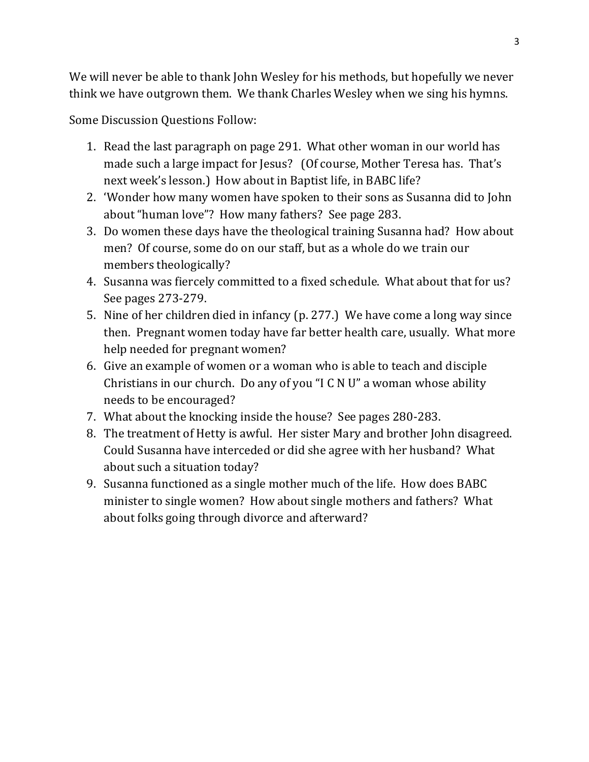We will never be able to thank John Wesley for his methods, but hopefully we never think we have outgrown them. We thank Charles Wesley when we sing his hymns.

Some Discussion Questions Follow:

1. Read the last paragraph on page 291. What other woman in our world has made such a large impact for Jesus? (Of course, Mother Teresa has. That's next week's lesson.) How about in Baptist life, in BABC life?
2. 'Wonder how many women have spoken to their sons as Susanna did to John about "human love"? How many fathers? See page 283.
3. Do women these days have the theological training Susanna had? How about men? Of course, some do on our staff, but as a whole do we train our members theologically?
4. Susanna was fiercely committed to a fixed schedule. What about that for us? See pages 273-279.
5. Nine of her children died in infancy (p. 277.) We have come a long way since then. Pregnant women today have far better health care, usually. What more help needed for pregnant women?
6. Give an example of women or a woman who is able to teach and disciple Christians in our church. Do any of you "I C N U" a woman whose ability needs to be encouraged?
7. What about the knocking inside the house? See pages 280-283.
8. The treatment of Hetty is awful. Her sister Mary and brother John disagreed. Could Susanna have interceded or did she agree with her husband? What about such a situation today?
9. Susanna functioned as a single mother much of the life. How does BABC minister to single women? How about single mothers and fathers? What about folks going through divorce and afterward?